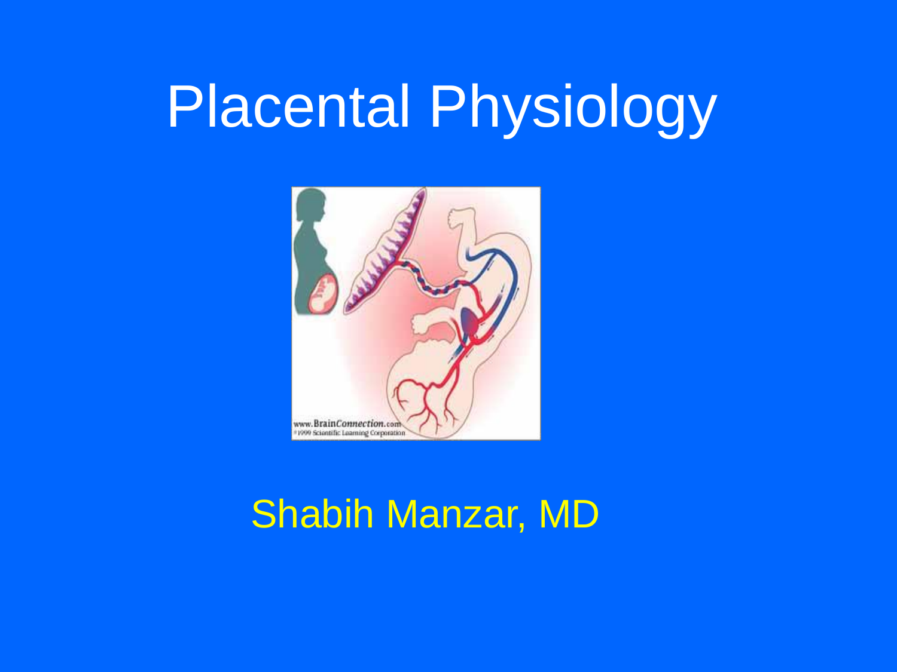# Placental Physiology

Shabih Manzar, MD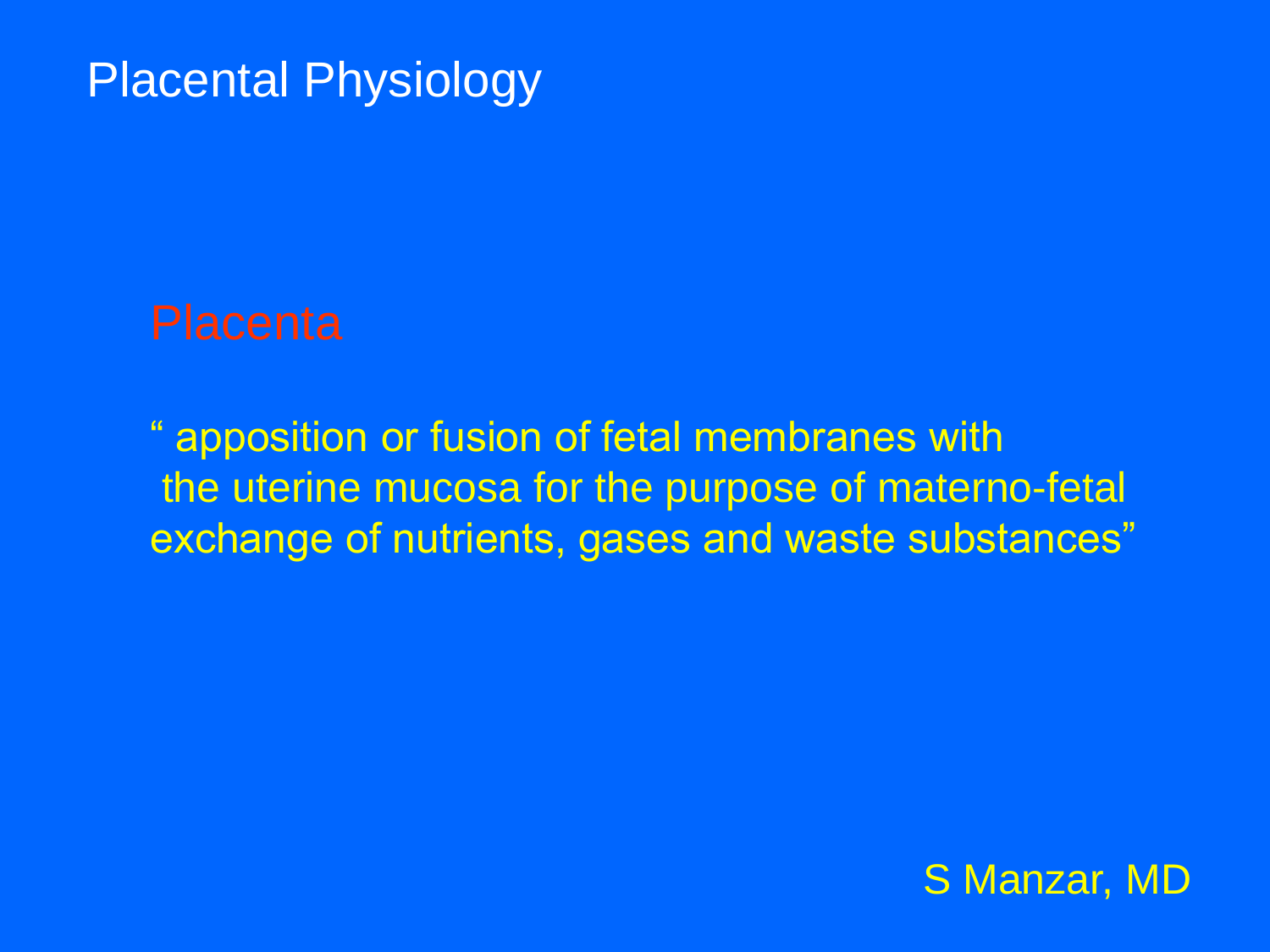# Placental Physiology

## Placenta

" apposition or fusion of fetal membranes with the uterine mucosa for the purpose of materno-fetal exchange of nutrients, gases and waste substances"

S Manzar, MD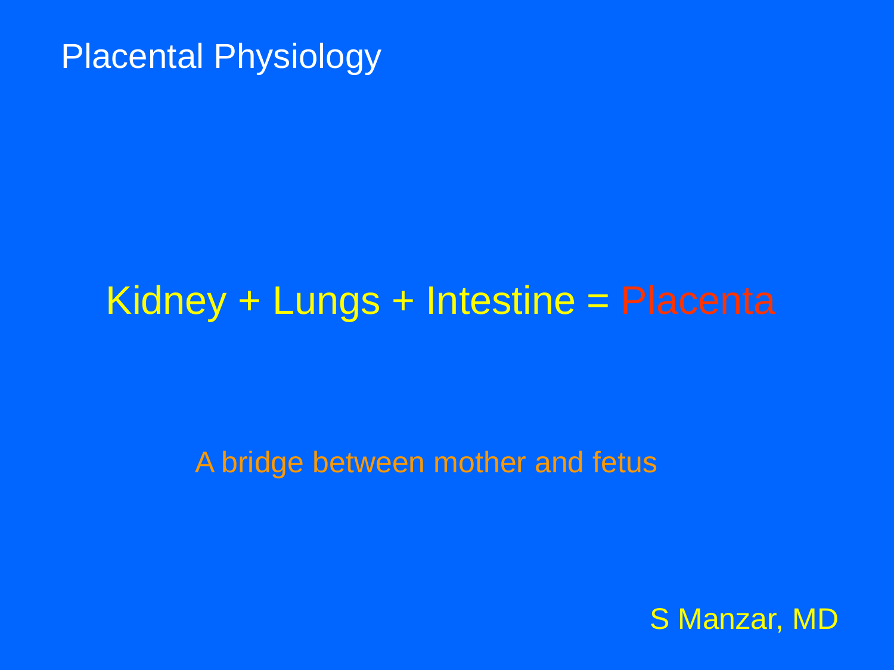# Placental Physiology

## Kidney + Lungs + Intestine = Placenta

A bridge between mother and fetus

S Manzar, MD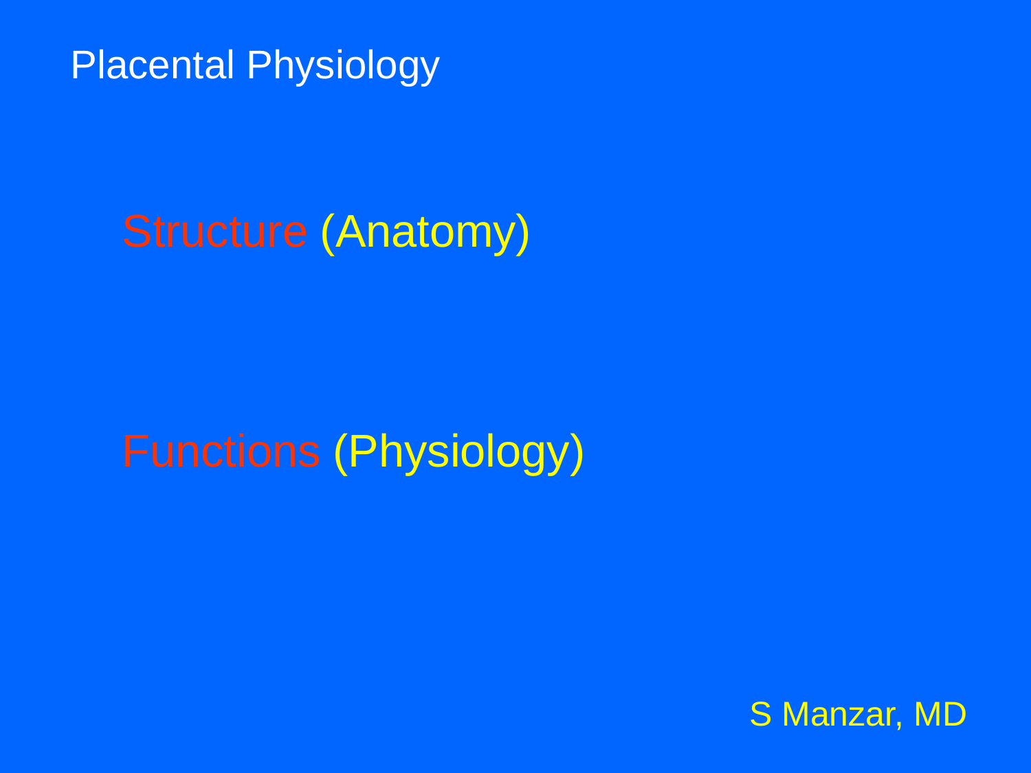# Placental Physiology

Structure (Anatomy)

Functions (Physiology)

S Manzar, MD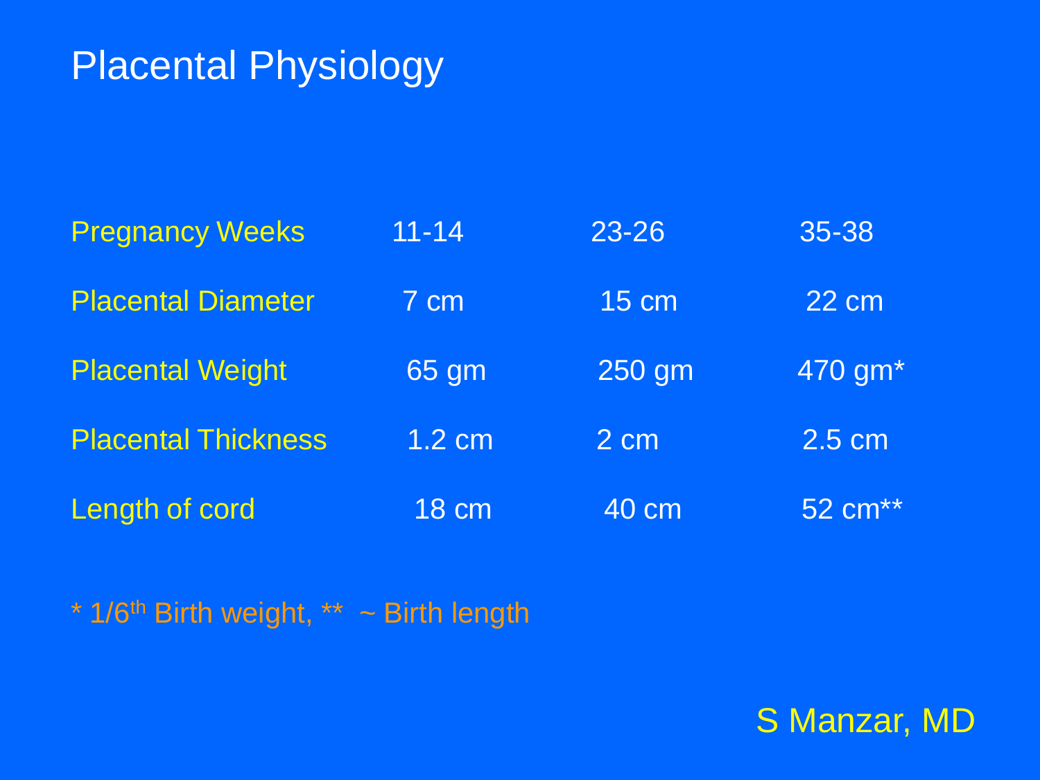# Placental Physiology

| Pregnancy Weeks | 11-14 | 23-26 | 35-38 |
|---|---|---|---|
| Placental Diameter | 7 cm | 15 cm | 22 cm |
| Placental Weight | 65 gm | 250 gm | 470 gm* |
| Placental Thickness | 1.2 cm | 2 cm | 2.5 cm |
| Length of cord | 18 cm | 40 cm | 52 cm** |

* 1/6th Birth weight, ** ~ Birth length

S Manzar, MD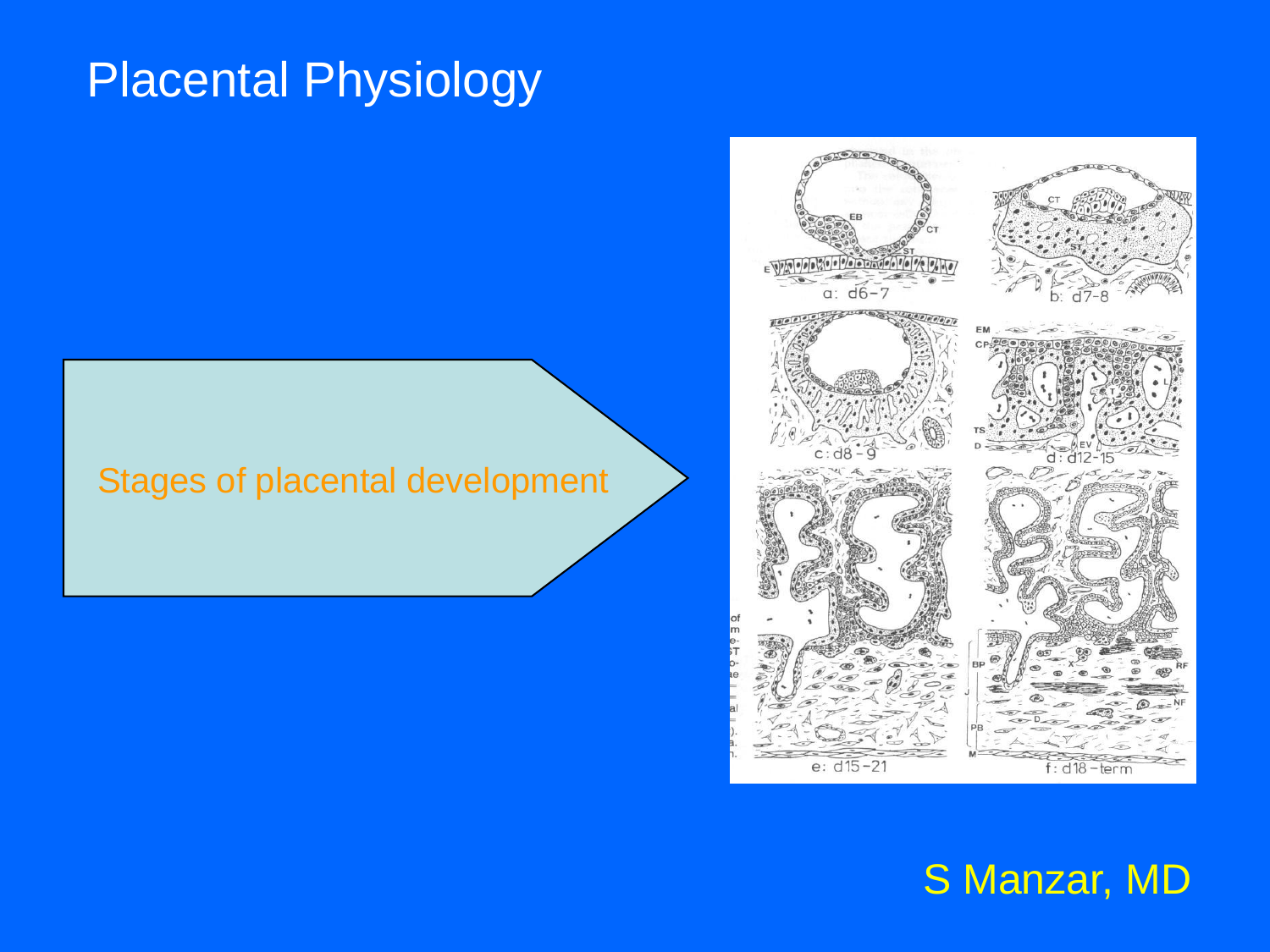# Placental Physiology

Stages of placental development

S Manzar, MD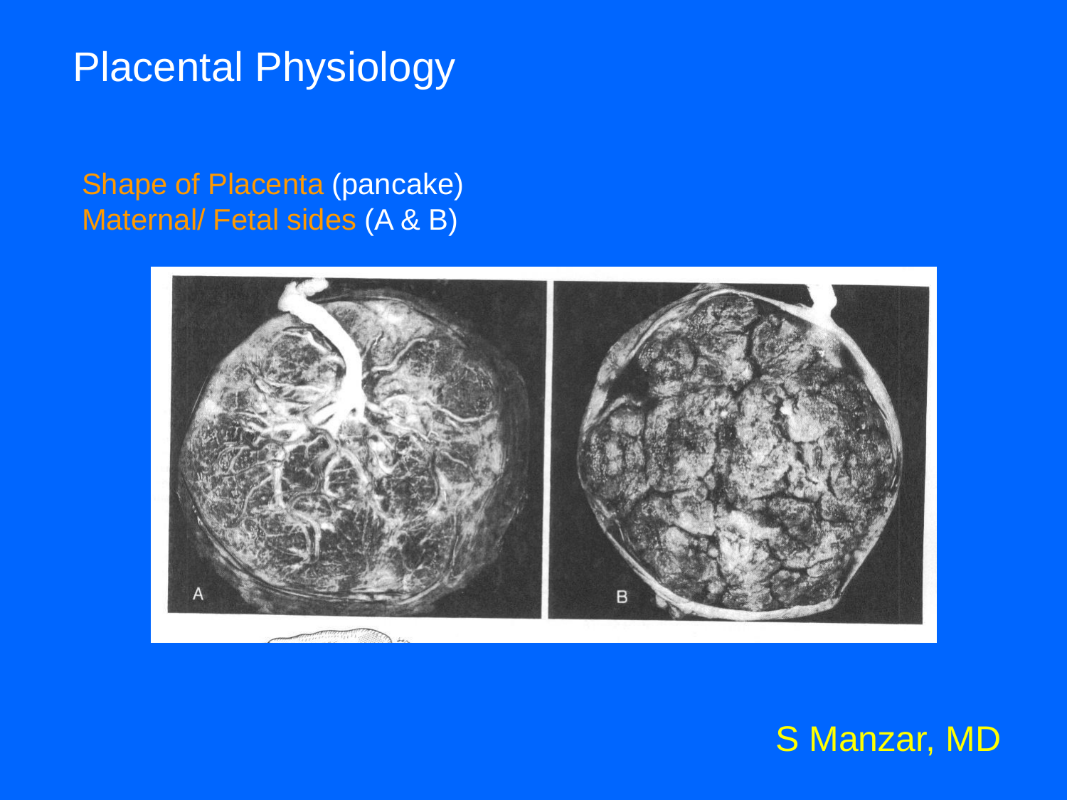# Placental Physiology

Shape of Placenta (pancake)
Maternal/ Fetal sides (A & B)

A

B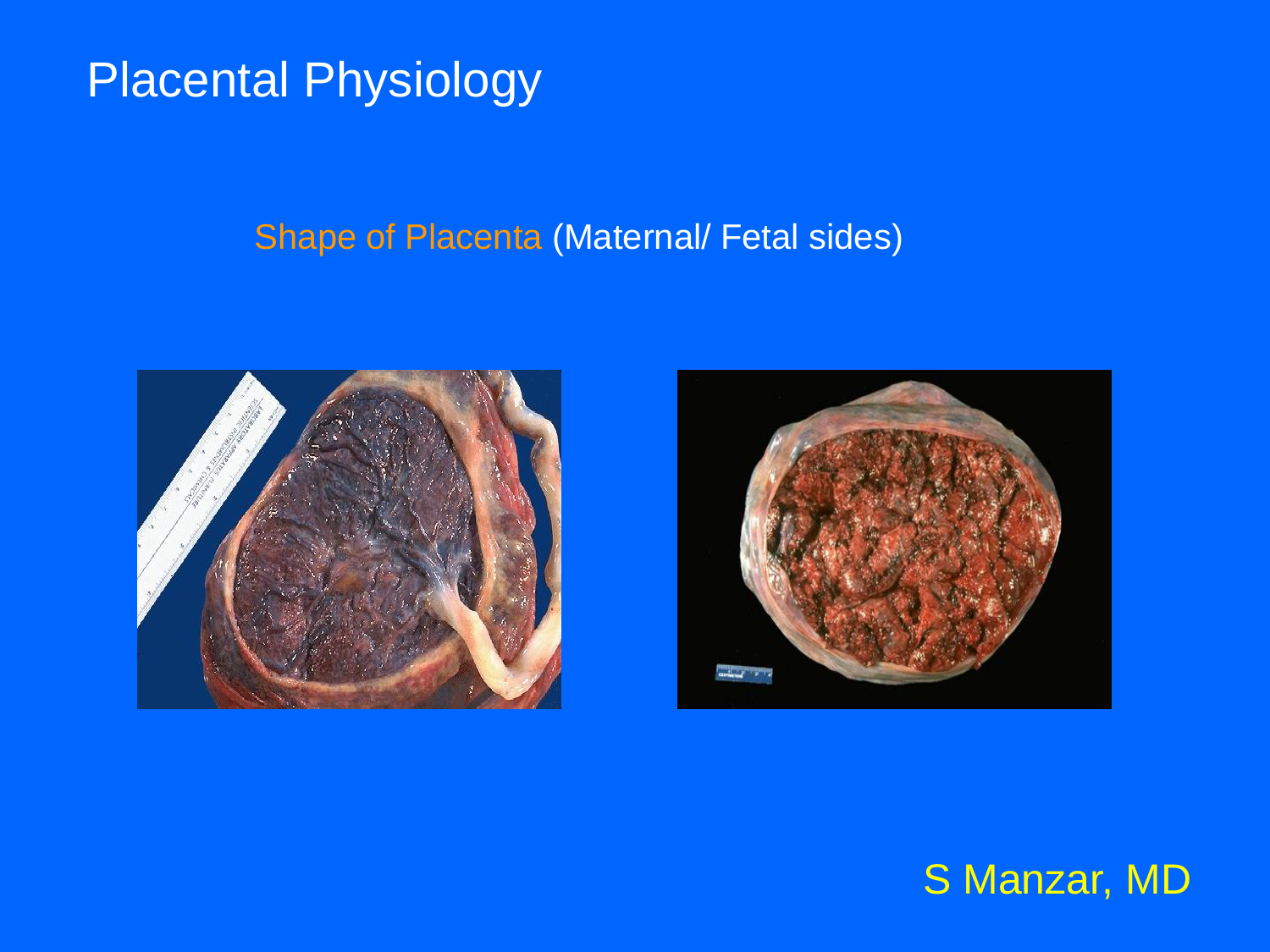# Placental Physiology

Shape of Placenta (Maternal/ Fetal sides)

S Manzar, MD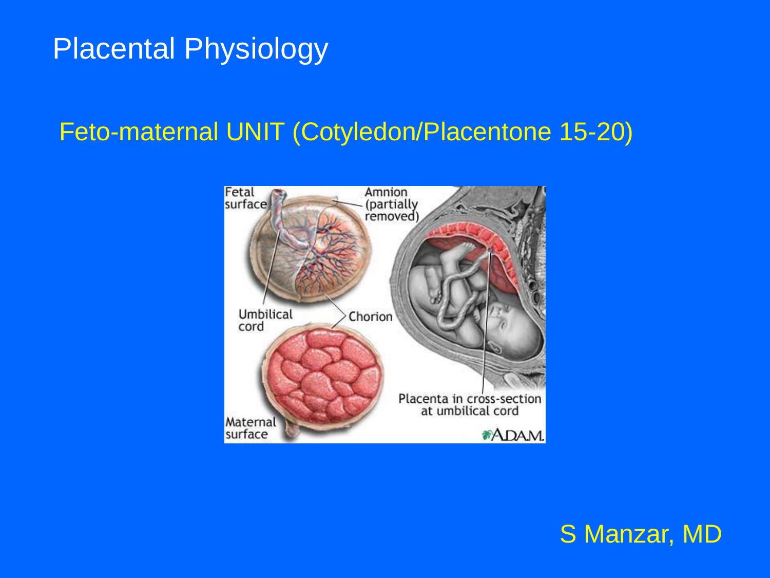# Placental Physiology

## Feto-maternal UNIT (Cotyledon/Placentone 15-20)

S Manzar, MD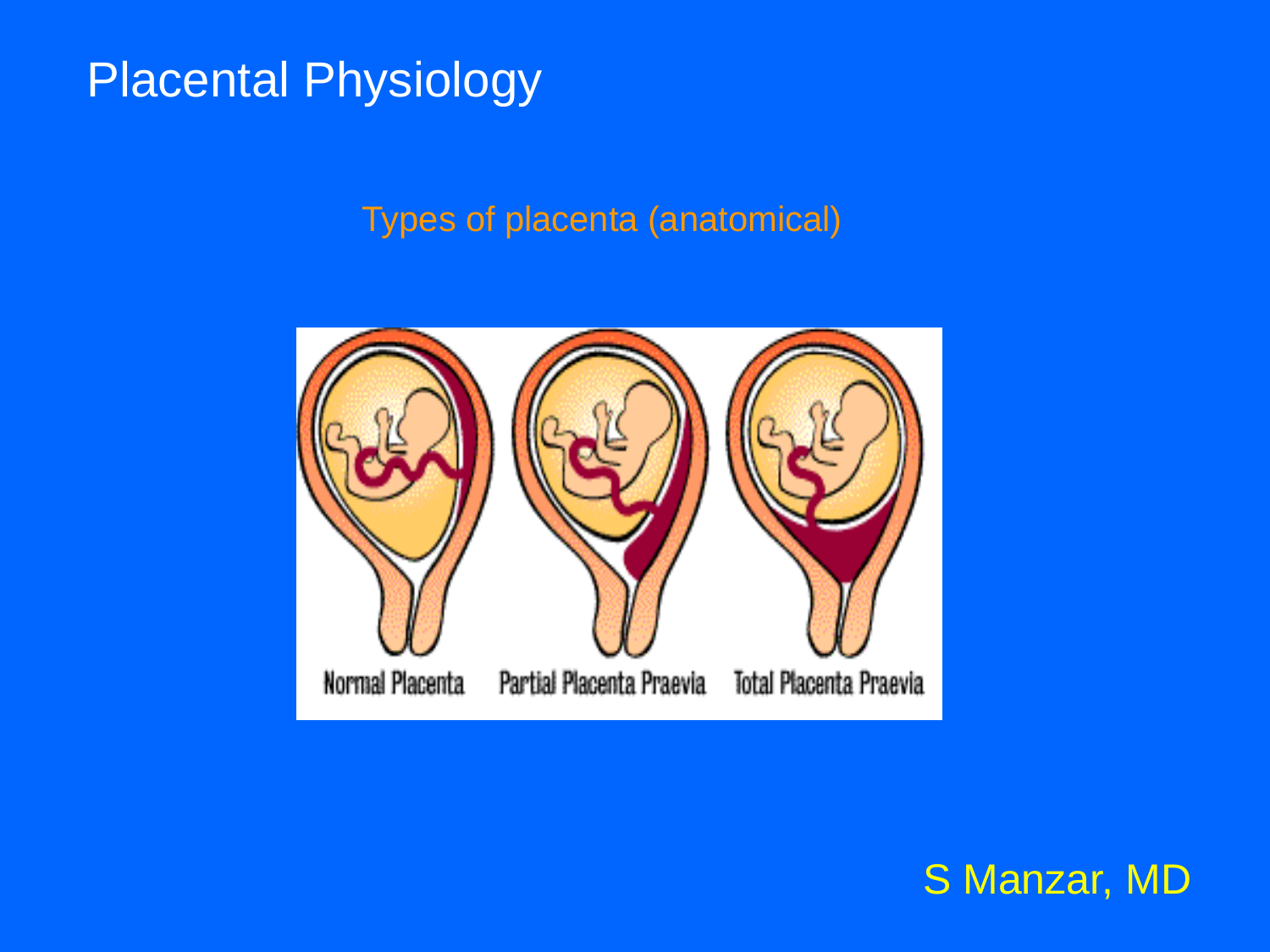# Placental Physiology

## Types of placenta (anatomical)

Normal Placenta Partial Placenta Praevia Total Placenta Praevia

S Manzar, MD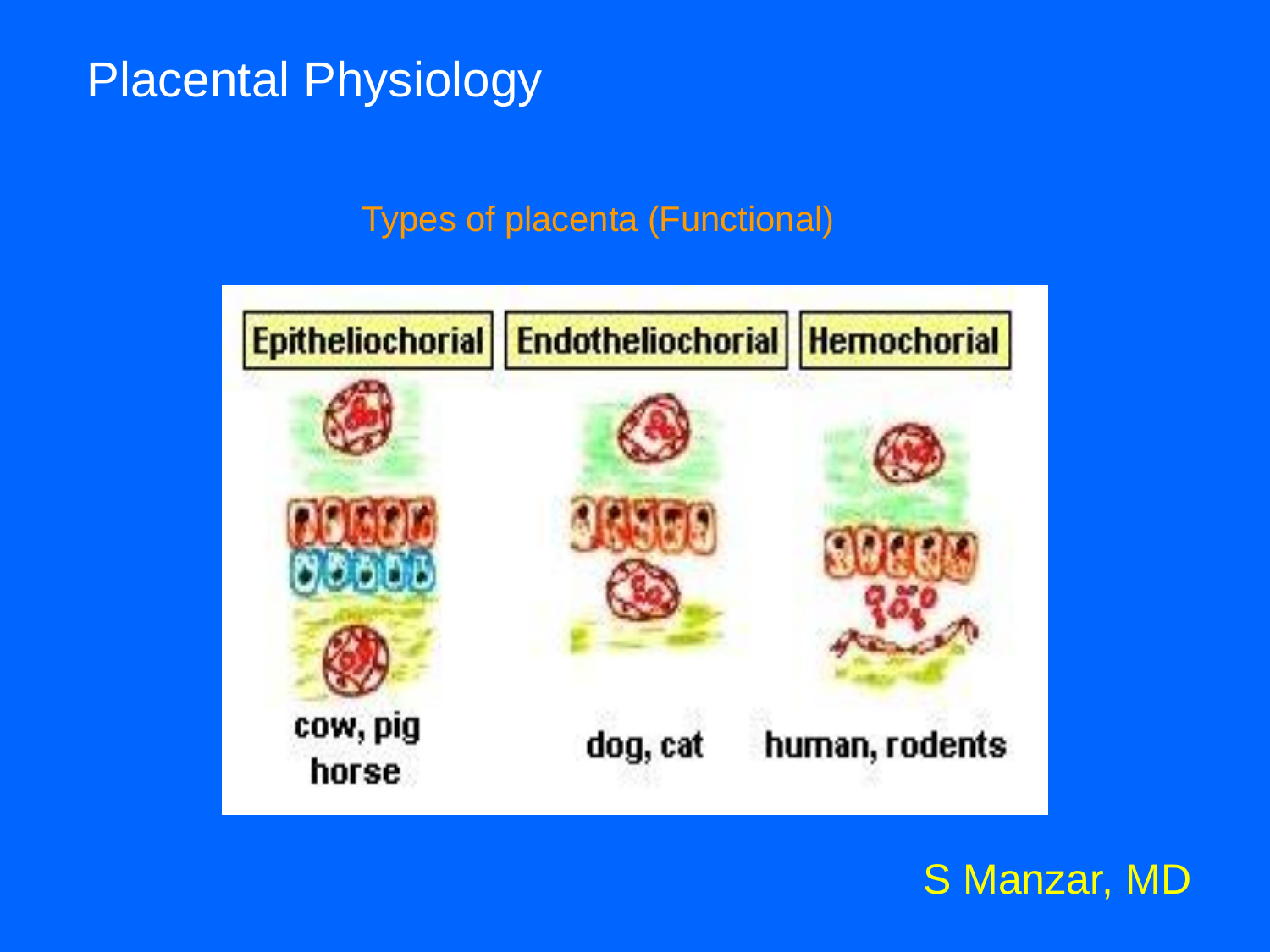# Placental Physiology

Types of placenta (Functional)

Epitheliochorial | Endotheliochorial | Hemochorial

cow, pig horse | dog, cat | human, rodents

S Manzar, MD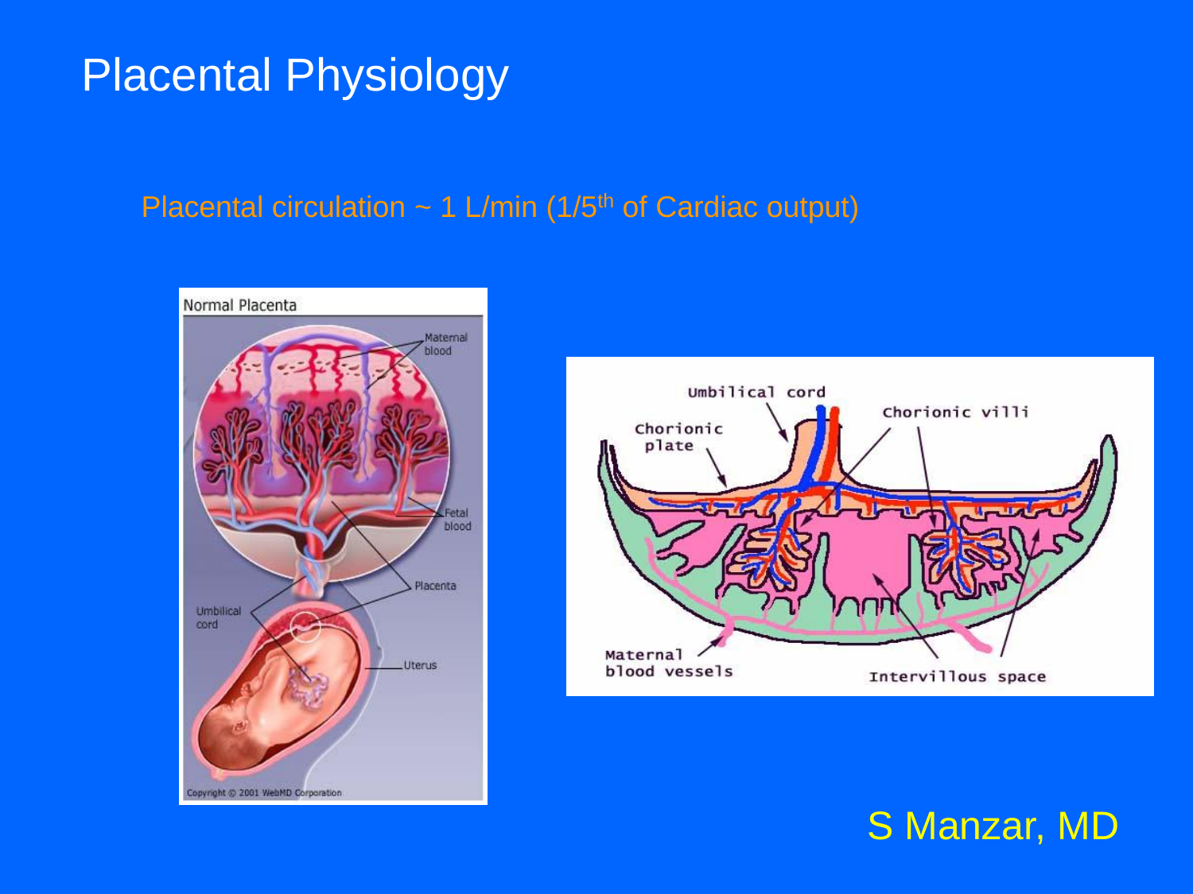# Placental Physiology

Placental circulation ~ 1 L/min (1/5th of Cardiac output)

S Manzar, MD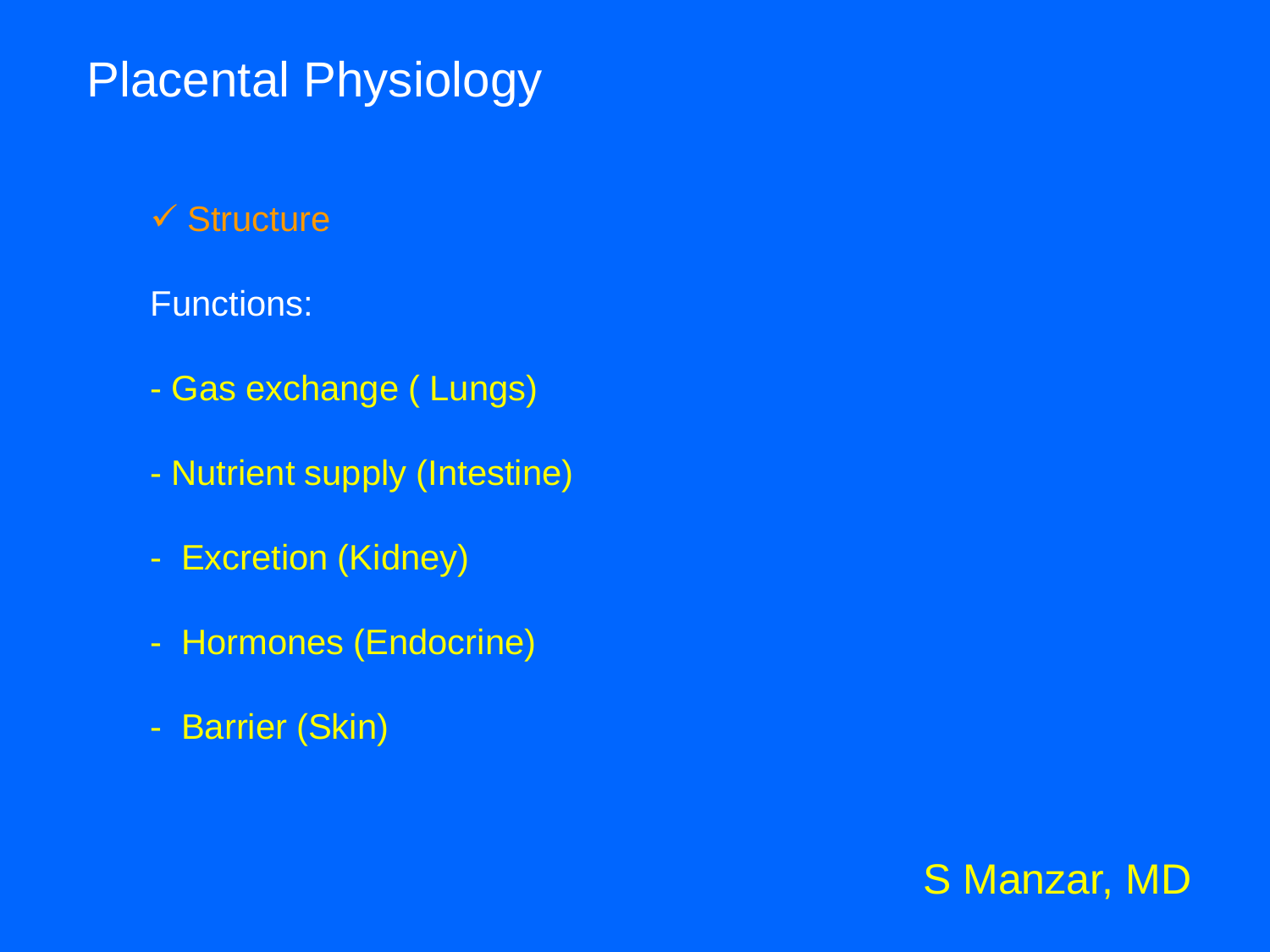# Placental Physiology

✓ Structure

Functions:

- Gas exchange ( Lungs)
- Nutrient supply (Intestine)
- Excretion (Kidney)
- Hormones (Endocrine)
- Barrier (Skin)

S Manzar, MD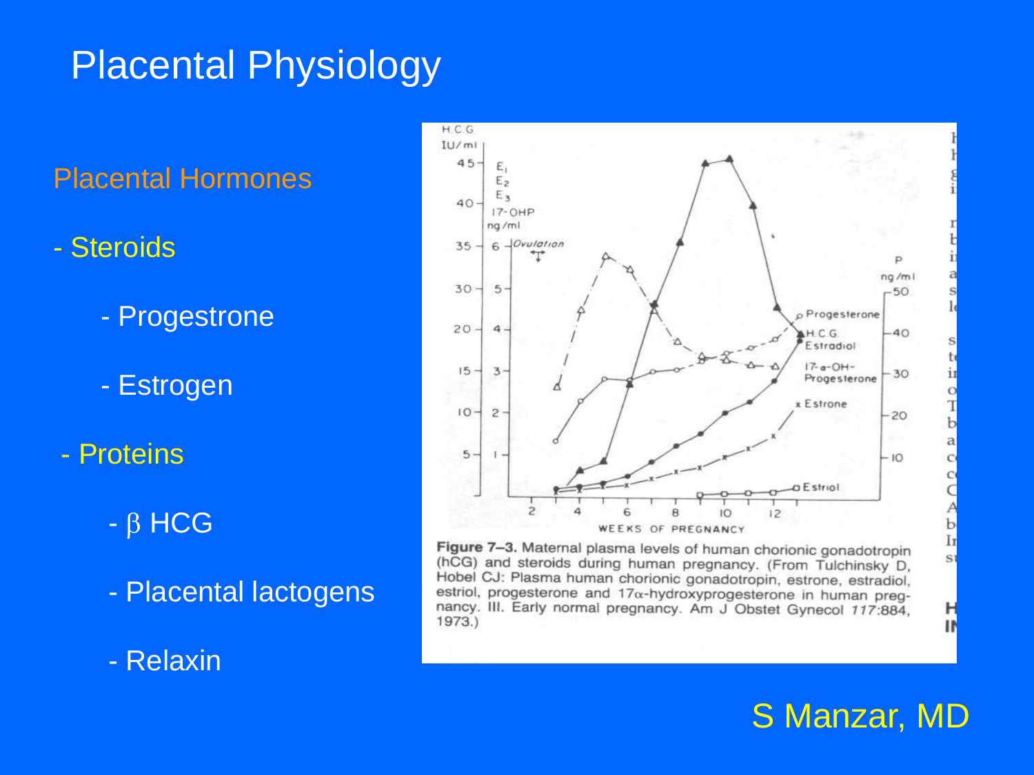# Placental Physiology

## Placental Hormones

- Steroids
    - Progestrone
    - Estrogen
- Proteins
    - $\beta$ HCG
    - Placental lactogens
    - Relaxin

**Figure 7–3.** Maternal plasma levels of human chorionic gonadotropin (hCG) and steroids during human pregnancy. (From Tulchinsky D, Hobel CJ: Plasma human chorionic gonadotropin, estrone, estradiol, estriol, progesterone and 17α-hydroxyprogesterone in human pregnancy. III. Early normal pregnancy. Am J Obstet Gynecol *117*:884, 1973.)

S Manzar, MD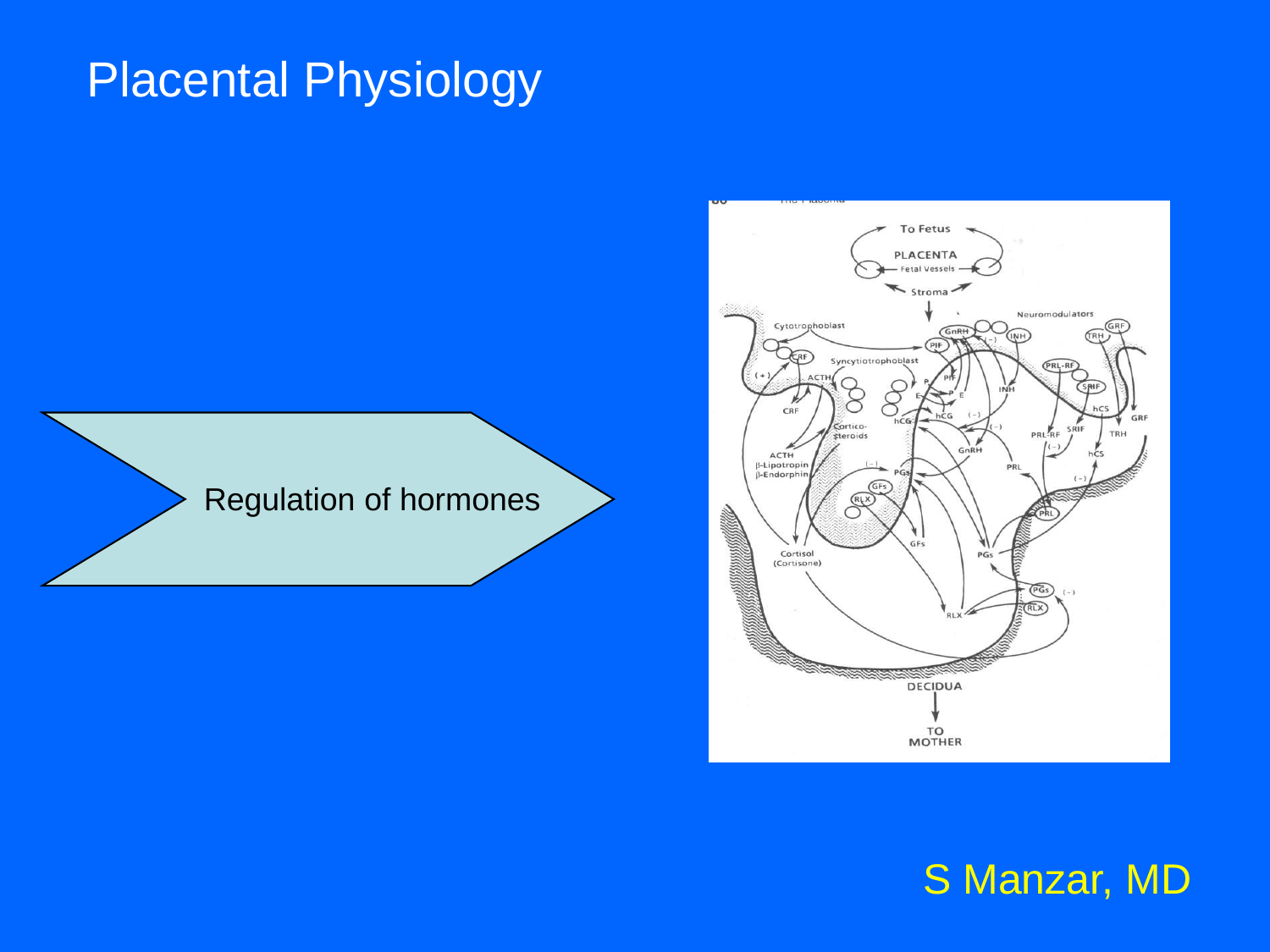# Placental Physiology

Regulation of hormones

S Manzar, MD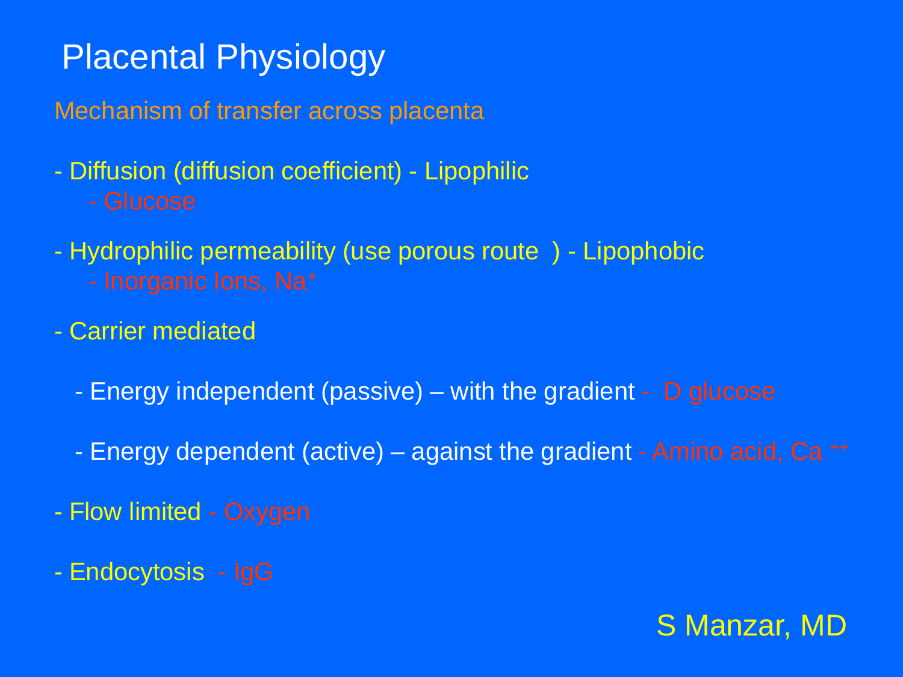# Placental Physiology

## Mechanism of transfer across placenta

- Diffusion (diffusion coefficient) - Lipophilic
  - Glucose
- Hydrophilic permeability (use porous route ) - Lipophobic
  - Inorganic Ions, $Na^+$
- Carrier mediated
  - Energy independent (passive) – with the gradient - D glucose
  - Energy dependent (active) – against the gradient - Amino acid, $Ca^{++}$
- Flow limited - Oxygen
- Endocytosis - IgG

S Manzar, MD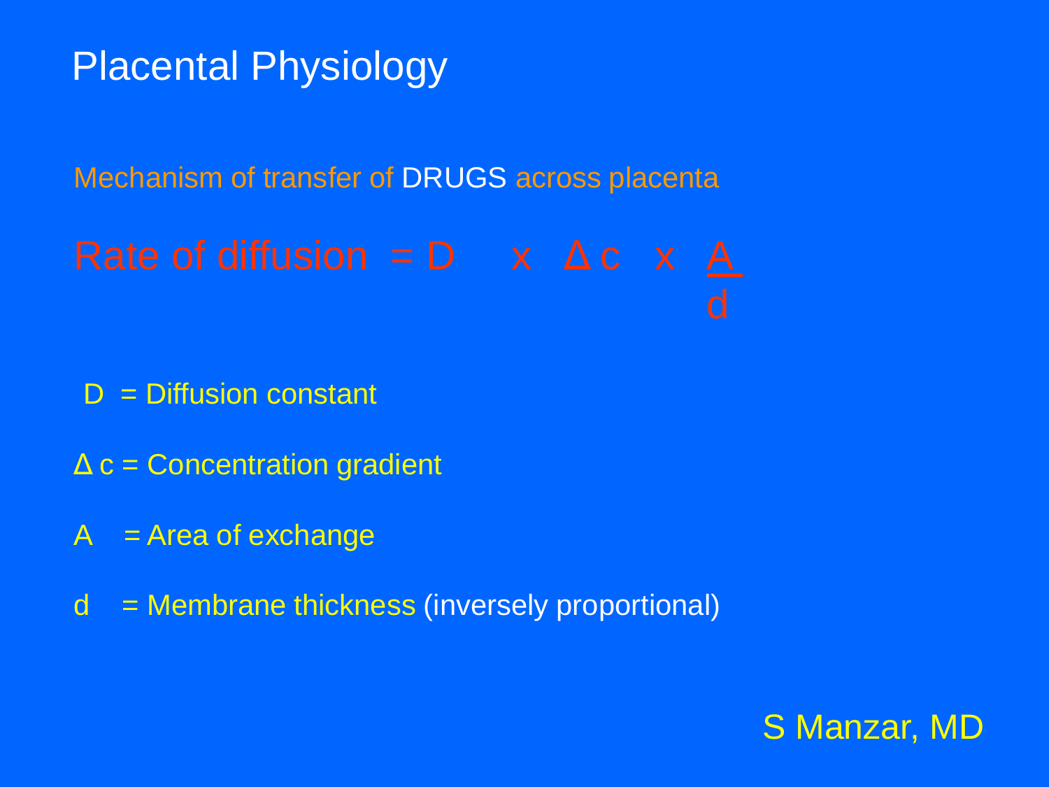# Placental Physiology

Mechanism of transfer of DRUGS across placenta

$$\text{Rate of diffusion} = D \times \Delta c \times \frac{A}{d}$$

- $D$ = Diffusion constant
- $\Delta c$ = Concentration gradient
- $A$ = Area of exchange
- $d$ = Membrane thickness (inversely proportional)

S Manzar, MD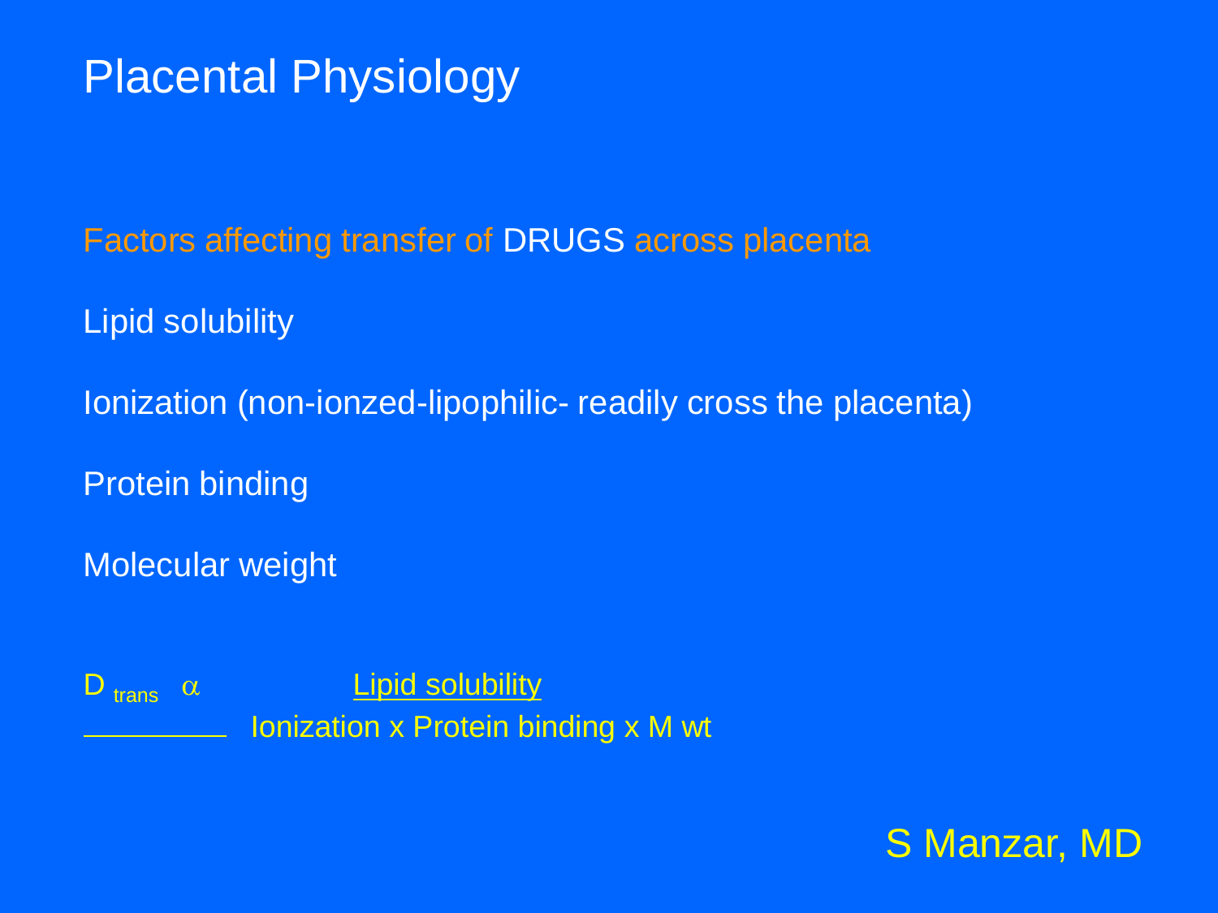# Placental Physiology

Factors affecting transfer of DRUGS across placenta

Lipid solubility

Ionization (non-ionzed-lipophilic- readily cross the placenta)

Protein binding

Molecular weight

$$D_{trans} \propto \frac{\text{Lipid solubility}}{\text{Ionization} \times \text{Protein binding} \times \text{M wt}}$$

S Manzar, MD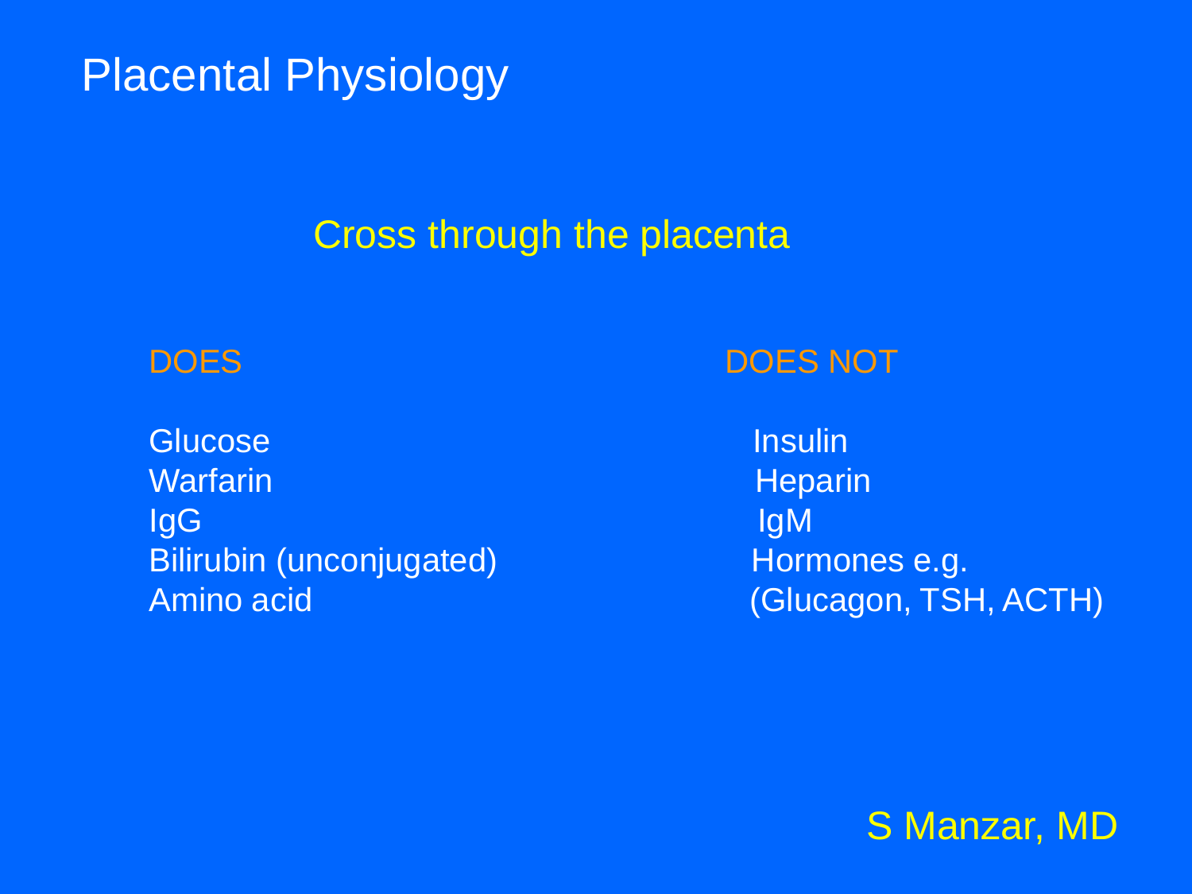# Placental Physiology

## Cross through the placenta

| DOES | DOES NOT |
| --- | --- |
| Glucose | Insulin |
| Warfarin | Heparin |
| IgG | IgM |
| Bilirubin (unconjugated) | Hormones e.g. |
| Amino acid | (Glucagon, TSH, ACTH) |

S Manzar, MD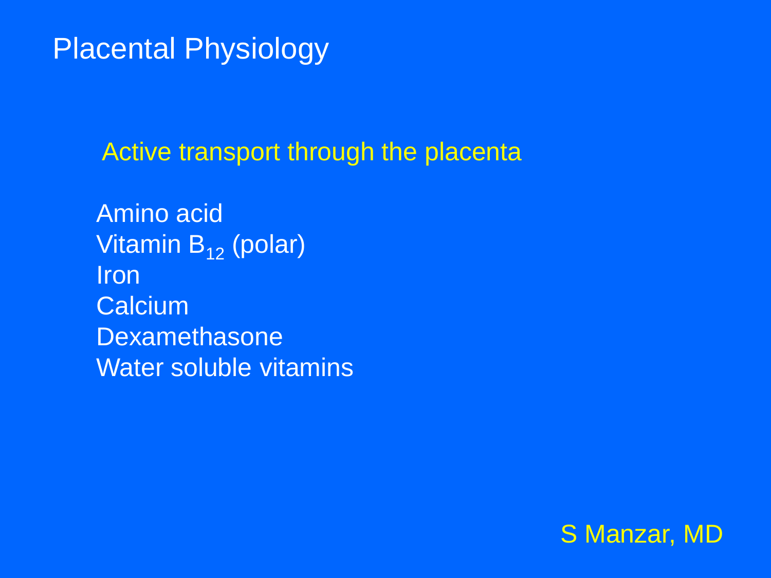# Placental Physiology

## Active transport through the placenta

Amino acid
Vitamin $B_{12}$ (polar)
Iron
Calcium
Dexamethasone
Water soluble vitamins

S Manzar, MD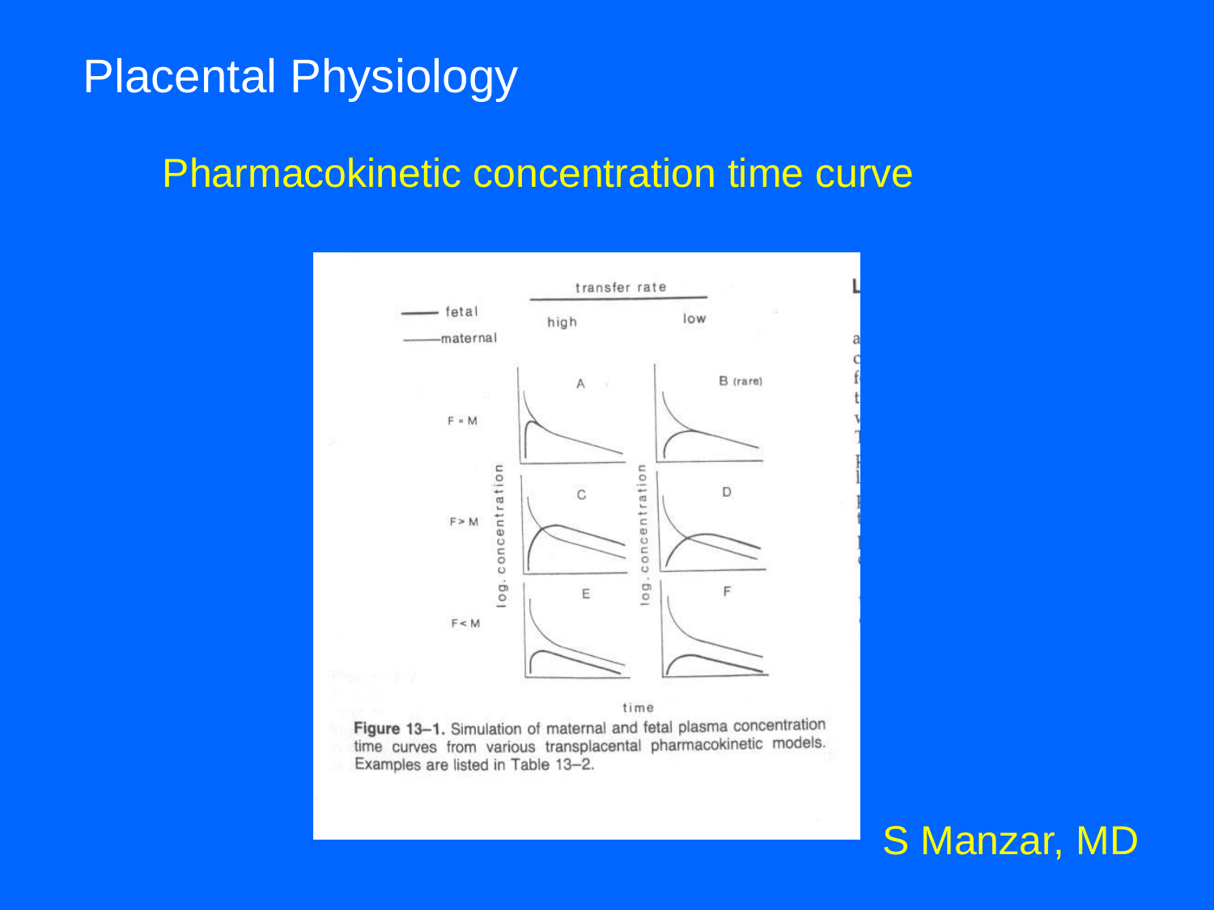# Placental Physiology

## Pharmacokinetic concentration time curve

transfer rate

| | high | low |
|---|---|---|
| F = M | A | B (rare) |
| F > M | C | D |
| F < M | E | F |

— fetal
— maternal

log. concentration

time

**Figure 13–1.** Simulation of maternal and fetal plasma concentration time curves from various transplacental pharmacokinetic models. Examples are listed in Table 13–2.

S Manzar, MD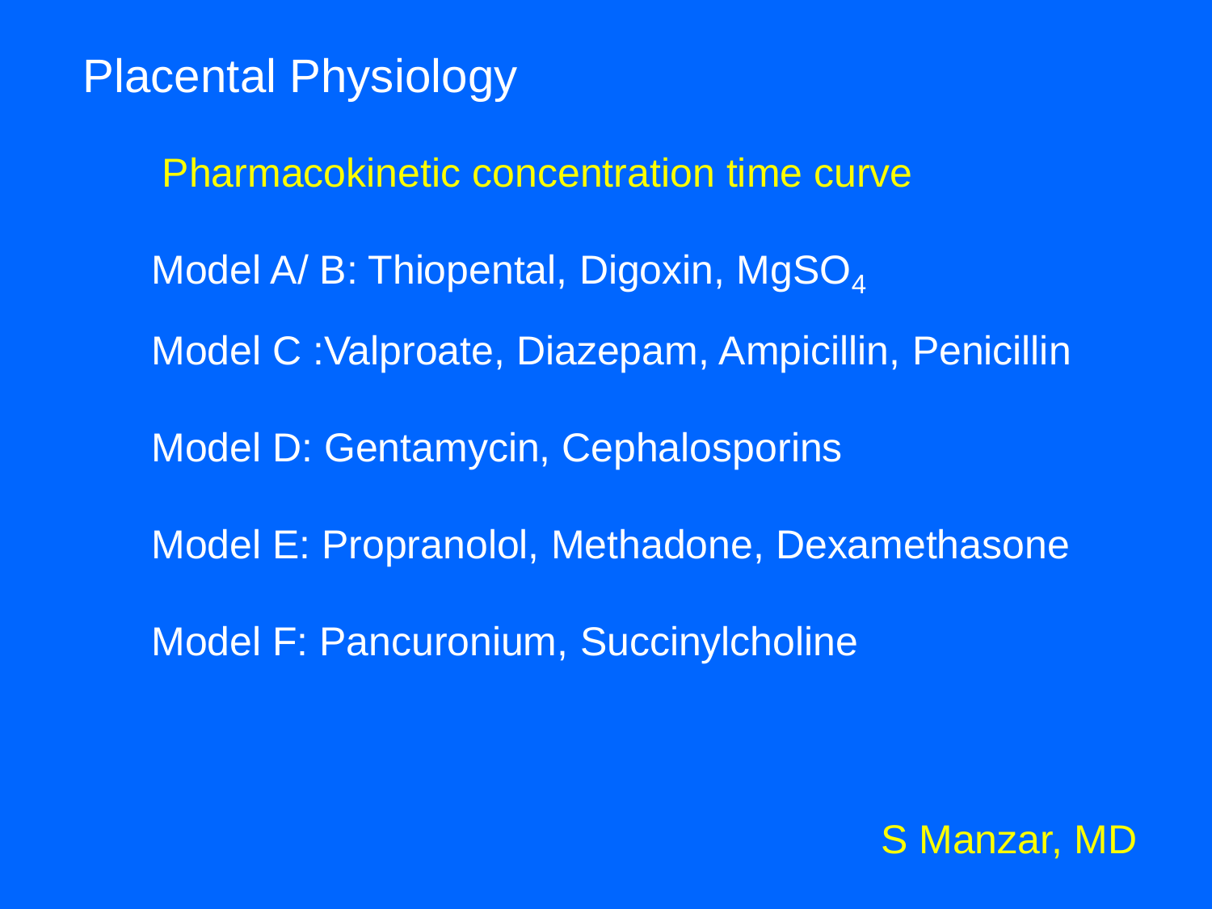# Placental Physiology

## Pharmacokinetic concentration time curve

Model A/ B: Thiopental, Digoxin, $MgSO_4$

Model C :Valproate, Diazepam, Ampicillin, Penicillin

Model D: Gentamycin, Cephalosporins

Model E: Propranolol, Methadone, Dexamethasone

Model F: Pancuronium, Succinylcholine

S Manzar, MD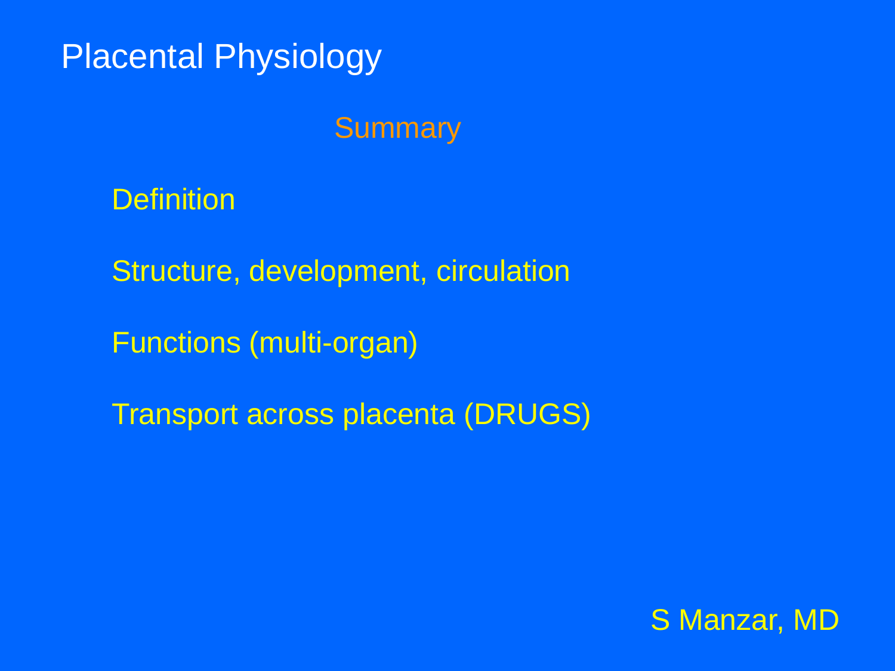# Placental Physiology

## Summary

Definition

Structure, development, circulation

Functions (multi-organ)

Transport across placenta (DRUGS)

S Manzar, MD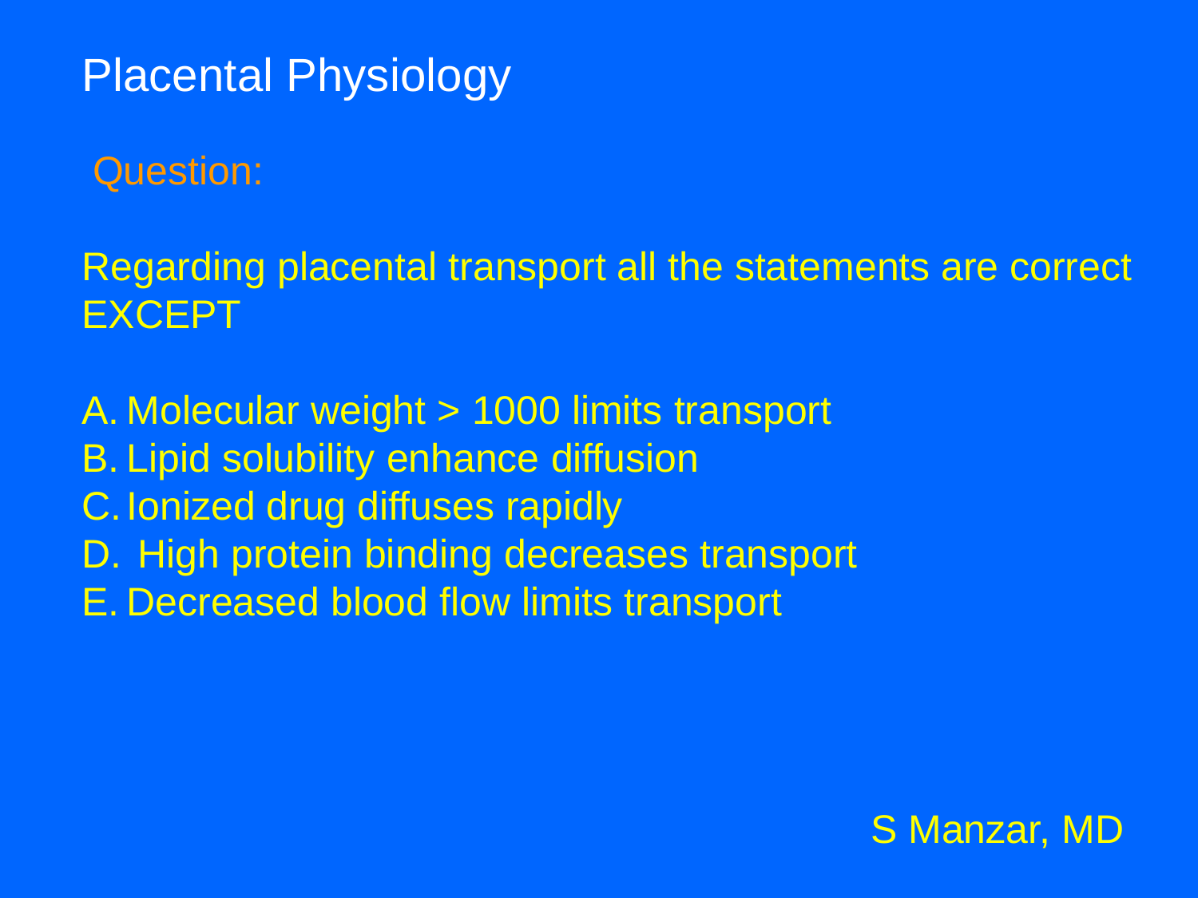# Placental Physiology

## Question:

Regarding placental transport all the statements are correct EXCEPT

A. Molecular weight > 1000 limits transport
B. Lipid solubility enhance diffusion
C. Ionized drug diffuses rapidly
D. High protein binding decreases transport
E. Decreased blood flow limits transport

S Manzar, MD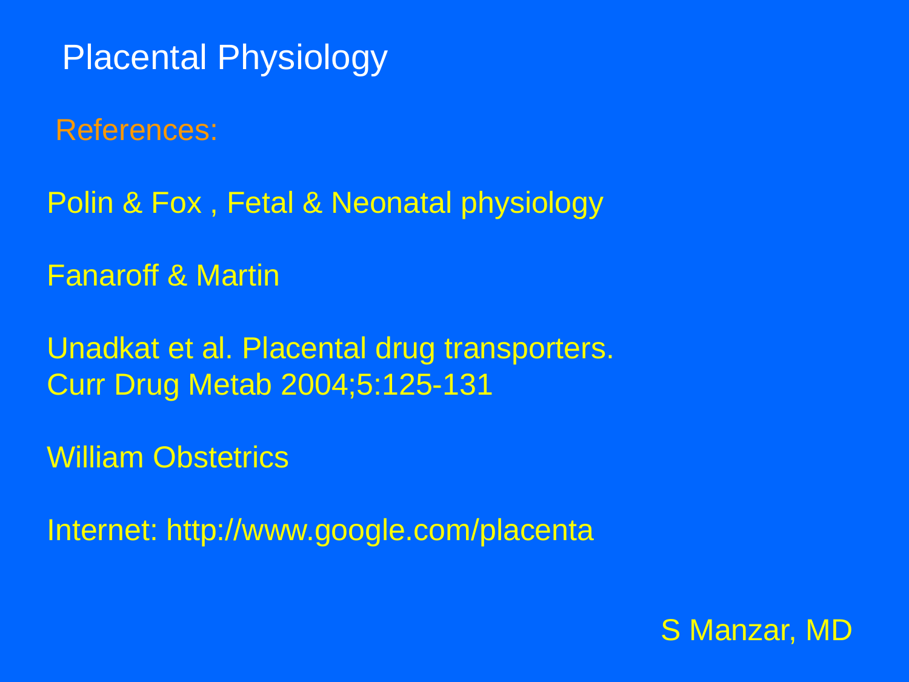# Placental Physiology

## References:

Polin & Fox , Fetal & Neonatal physiology

Fanaroff & Martin

Unadkat et al. Placental drug transporters.
Curr Drug Metab 2004;5:125-131

William Obstetrics

Internet: http://www.google.com/placenta

S Manzar, MD